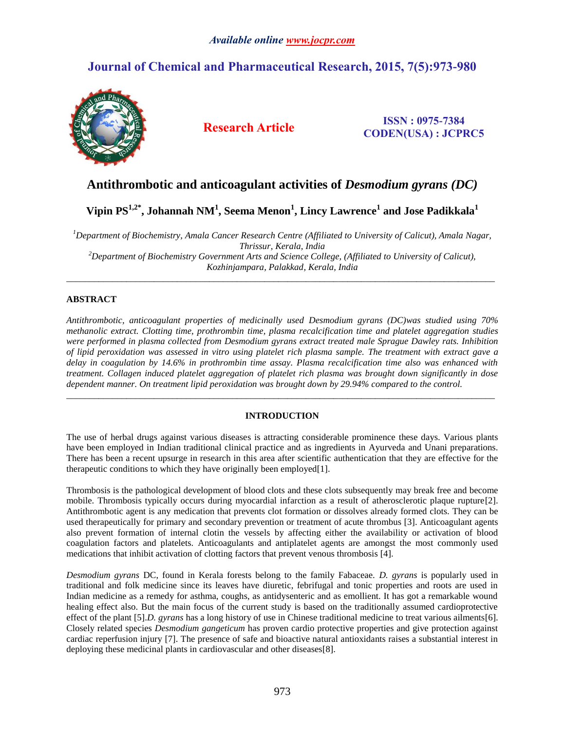*Available online www.jocpr.com*

# Journal of Chemical and Pharmaceutical Research, 2015, 7(5):973-980

**Research Article**

**ISSN : 0975-7384**
**CODEN(USA) : JCPRC5**

## Antithrombotic and anticoagulant activities of *Desmodium gyrans (DC)*

**Vipin PS[1,2*], Johannah NM[1], Seema Menon[1], Lincy Lawrence[1] and Jose Padikkala[1]**

*[1]Department of Biochemistry, Amala Cancer Research Centre (Affiliated to University of Calicut), Amala Nagar, Thrissur, Kerala, India*
*[2]Department of Biochemistry Government Arts and Science College, (Affiliated to University of Calicut), Kozhinjampara, Palakkad, Kerala, India*

---

### ABSTRACT

*Antithrombotic, anticoagulant properties of medicinally used Desmodium gyrans (DC)was studied using 70% methanolic extract. Clotting time, prothrombin time, plasma recalcification time and platelet aggregation studies were performed in plasma collected from Desmodium gyrans extract treated male Sprague Dawley rats. Inhibition of lipid peroxidation was assessed in vitro using platelet rich plasma sample. The treatment with extract gave a delay in coagulation by 14.6% in prothrombin time assay. Plasma recalcification time also was enhanced with treatment. Collagen induced platelet aggregation of platelet rich plasma was brought down significantly in dose dependent manner. On treatment lipid peroxidation was brought down by 29.94% compared to the control.*

---

### INTRODUCTION

The use of herbal drugs against various diseases is attracting considerable prominence these days. Various plants have been employed in Indian traditional clinical practice and as ingredients in Ayurveda and Unani preparations. There has been a recent upsurge in research in this area after scientific authentication that they are effective for the therapeutic conditions to which they have originally been employed[1].

Thrombosis is the pathological development of blood clots and these clots subsequently may break free and become mobile. Thrombosis typically occurs during myocardial infarction as a result of atherosclerotic plaque rupture[2]. Antithrombotic agent is any medication that prevents clot formation or dissolves already formed clots. They can be used therapeutically for primary and secondary prevention or treatment of acute thrombus [3]. Anticoagulant agents also prevent formation of internal clotin the vessels by affecting either the availability or activation of blood coagulation factors and platelets. Anticoagulants and antiplatelet agents are amongst the most commonly used medications that inhibit activation of clotting factors that prevent venous thrombosis [4].

*Desmodium gyrans* DC, found in Kerala forests belong to the family Fabaceae. *D. gyrans* is popularly used in traditional and folk medicine since its leaves have diuretic, febrifugal and tonic properties and roots are used in Indian medicine as a remedy for asthma, coughs, as antidysenteric and as emollient. It has got a remarkable wound healing effect also. But the main focus of the current study is based on the traditionally assumed cardioprotective effect of the plant [5].*D. gyrans* has a long history of use in Chinese traditional medicine to treat various ailments[6]. Closely related species *Desmodium gangeticum* has proven cardio protective properties and give protection against cardiac reperfusion injury [7]. The presence of safe and bioactive natural antioxidants raises a substantial interest in deploying these medicinal plants in cardiovascular and other diseases[8].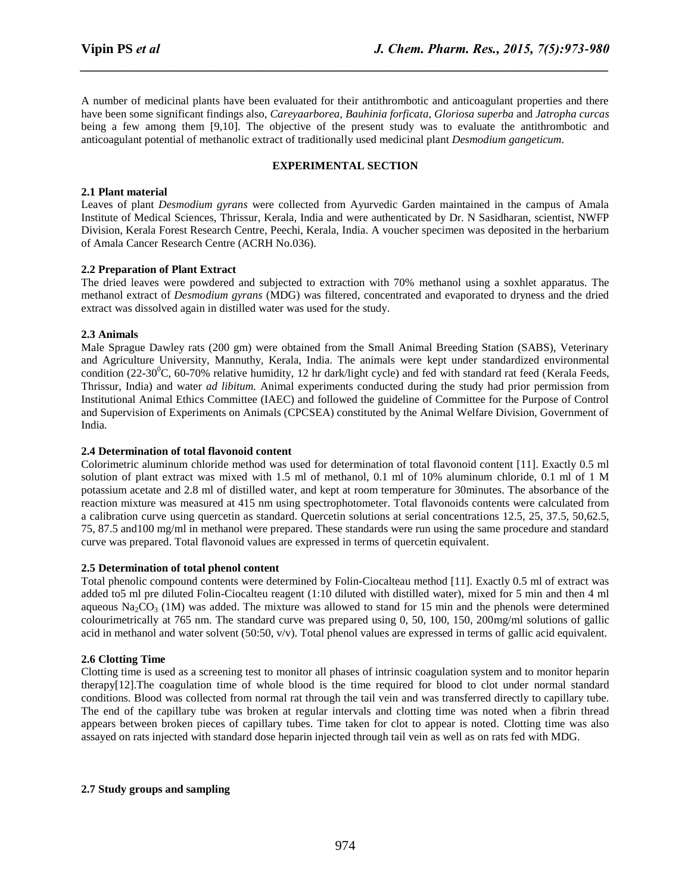A number of medicinal plants have been evaluated for their antithrombotic and anticoagulant properties and there have been some significant findings also, *Careyaarborea, Bauhinia forficata, Gloriosa superba* and *Jatropha curcas* being a few among them [9,10]. The objective of the present study was to evaluate the antithrombotic and anticoagulant potential of methanolic extract of traditionally used medicinal plant *Desmodium gangeticum*.

## EXPERIMENTAL SECTION

### 2.1 Plant material

Leaves of plant *Desmodium gyrans* were collected from Ayurvedic Garden maintained in the campus of Amala Institute of Medical Sciences, Thrissur, Kerala, India and were authenticated by Dr. N Sasidharan, scientist, NWFP Division, Kerala Forest Research Centre, Peechi, Kerala, India. A voucher specimen was deposited in the herbarium of Amala Cancer Research Centre (ACRH No.036).

### 2.2 Preparation of Plant Extract

The dried leaves were powdered and subjected to extraction with 70% methanol using a soxhlet apparatus. The methanol extract of *Desmodium gyrans* (MDG) was filtered, concentrated and evaporated to dryness and the dried extract was dissolved again in distilled water was used for the study.

### 2.3 Animals

Male Sprague Dawley rats (200 gm) were obtained from the Small Animal Breeding Station (SABS), Veterinary and Agriculture University, Mannuthy, Kerala, India. The animals were kept under standardized environmental condition (22-30$^0$C, 60-70% relative humidity, 12 hr dark/light cycle) and fed with standard rat feed (Kerala Feeds, Thrissur, India) and water *ad libitum.* Animal experiments conducted during the study had prior permission from Institutional Animal Ethics Committee (IAEC) and followed the guideline of Committee for the Purpose of Control and Supervision of Experiments on Animals (CPCSEA) constituted by the Animal Welfare Division, Government of India.

### 2.4 Determination of total flavonoid content

Colorimetric aluminum chloride method was used for determination of total flavonoid content [11]. Exactly 0.5 ml solution of plant extract was mixed with 1.5 ml of methanol, 0.1 ml of 10% aluminum chloride, 0.1 ml of 1 M potassium acetate and 2.8 ml of distilled water, and kept at room temperature for 30minutes. The absorbance of the reaction mixture was measured at 415 nm using spectrophotometer. Total flavonoids contents were calculated from a calibration curve using quercetin as standard. Quercetin solutions at serial concentrations 12.5, 25, 37.5, 50,62.5, 75, 87.5 and100 mg/ml in methanol were prepared. These standards were run using the same procedure and standard curve was prepared. Total flavonoid values are expressed in terms of quercetin equivalent.

### 2.5 Determination of total phenol content

Total phenolic compound contents were determined by Folin-Ciocalteau method [11]. Exactly 0.5 ml of extract was added to5 ml pre diluted Folin-Ciocalteu reagent (1:10 diluted with distilled water), mixed for 5 min and then 4 ml aqueous $Na_2CO_3$ (1M) was added. The mixture was allowed to stand for 15 min and the phenols were determined colourimetrically at 765 nm. The standard curve was prepared using 0, 50, 100, 150, 200mg/ml solutions of gallic acid in methanol and water solvent (50:50, v/v). Total phenol values are expressed in terms of gallic acid equivalent.

### 2.6 Clotting Time

Clotting time is used as a screening test to monitor all phases of intrinsic coagulation system and to monitor heparin therapy[12].The coagulation time of whole blood is the time required for blood to clot under normal standard conditions. Blood was collected from normal rat through the tail vein and was transferred directly to capillary tube. The end of the capillary tube was broken at regular intervals and clotting time was noted when a fibrin thread appears between broken pieces of capillary tubes. Time taken for clot to appear is noted. Clotting time was also assayed on rats injected with standard dose heparin injected through tail vein as well as on rats fed with MDG.

### 2.7 Study groups and sampling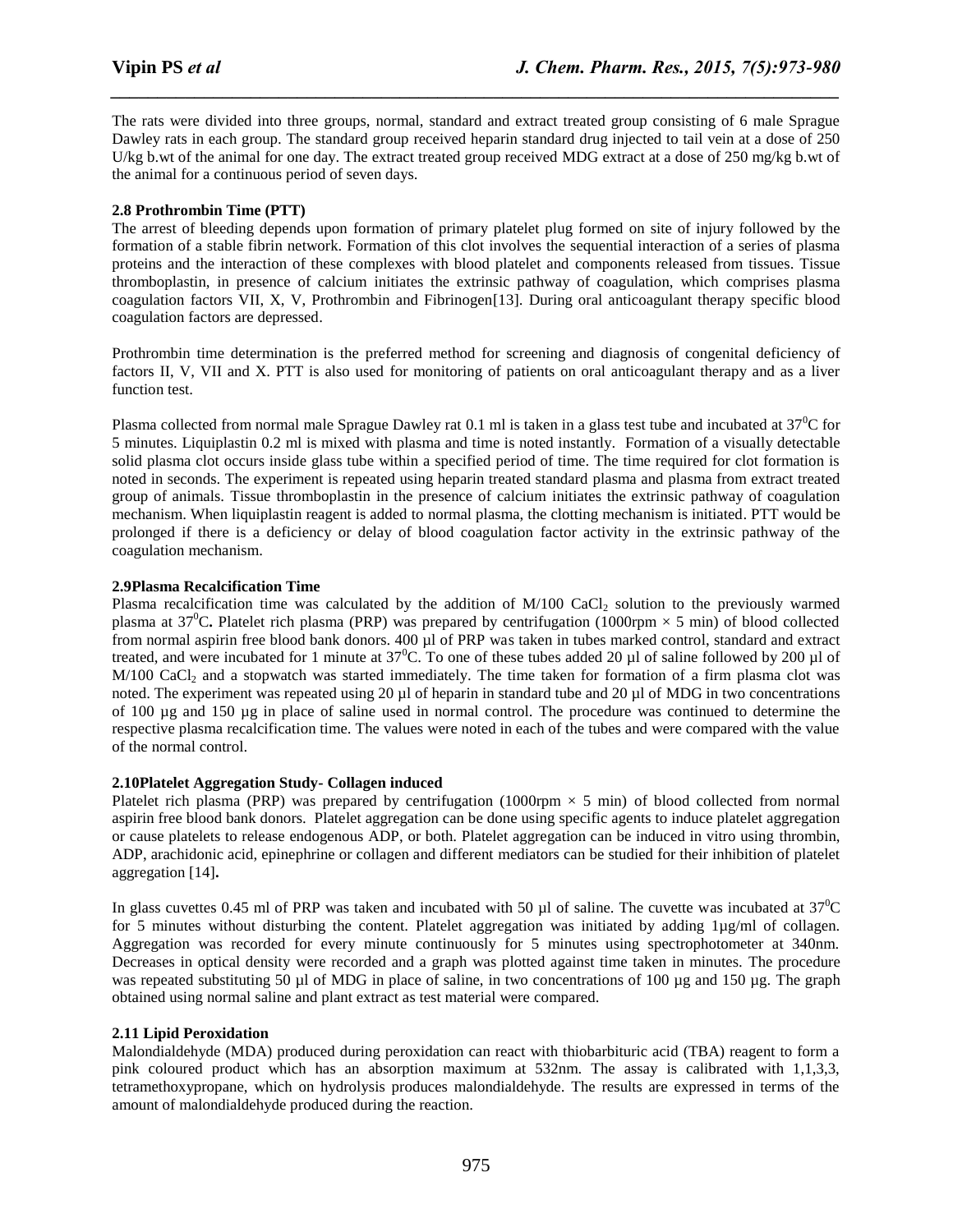The rats were divided into three groups, normal, standard and extract treated group consisting of 6 male Sprague Dawley rats in each group. The standard group received heparin standard drug injected to tail vein at a dose of 250 U/kg b.wt of the animal for one day. The extract treated group received MDG extract at a dose of 250 mg/kg b.wt of the animal for a continuous period of seven days.

### 2.8 Prothrombin Time (PTT)

The arrest of bleeding depends upon formation of primary platelet plug formed on site of injury followed by the formation of a stable fibrin network. Formation of this clot involves the sequential interaction of a series of plasma proteins and the interaction of these complexes with blood platelet and components released from tissues. Tissue thromboplastin, in presence of calcium initiates the extrinsic pathway of coagulation, which comprises plasma coagulation factors VII, X, V, Prothrombin and Fibrinogen[13]. During oral anticoagulant therapy specific blood coagulation factors are depressed.

Prothrombin time determination is the preferred method for screening and diagnosis of congenital deficiency of factors II, V, VII and X. PTT is also used for monitoring of patients on oral anticoagulant therapy and as a liver function test.

Plasma collected from normal male Sprague Dawley rat 0.1 ml is taken in a glass test tube and incubated at $37^0$C for 5 minutes. Liquiplastin 0.2 ml is mixed with plasma and time is noted instantly. Formation of a visually detectable solid plasma clot occurs inside glass tube within a specified period of time. The time required for clot formation is noted in seconds. The experiment is repeated using heparin treated standard plasma and plasma from extract treated group of animals. Tissue thromboplastin in the presence of calcium initiates the extrinsic pathway of coagulation mechanism. When liquiplastin reagent is added to normal plasma, the clotting mechanism is initiated. PTT would be prolonged if there is a deficiency or delay of blood coagulation factor activity in the extrinsic pathway of the coagulation mechanism.

### 2.9Plasma Recalcification Time

Plasma recalcification time was calculated by the addition of M/100 $CaCl_2$ solution to the previously warmed plasma at $37^0$C**.** Platelet rich plasma (PRP) was prepared by centrifugation (1000rpm × 5 min) of blood collected from normal aspirin free blood bank donors. 400 µl of PRP was taken in tubes marked control, standard and extract treated, and were incubated for 1 minute at $37^0$C. To one of these tubes added 20 µl of saline followed by 200 µl of M/100 $CaCl_2$ and a stopwatch was started immediately. The time taken for formation of a firm plasma clot was noted. The experiment was repeated using 20 µl of heparin in standard tube and 20 µl of MDG in two concentrations of 100 µg and 150 µg in place of saline used in normal control. The procedure was continued to determine the respective plasma recalcification time. The values were noted in each of the tubes and were compared with the value of the normal control.

### 2.10Platelet Aggregation Study- Collagen induced

Platelet rich plasma (PRP) was prepared by centrifugation (1000rpm × 5 min) of blood collected from normal aspirin free blood bank donors. Platelet aggregation can be done using specific agents to induce platelet aggregation or cause platelets to release endogenous ADP, or both. Platelet aggregation can be induced in vitro using thrombin, ADP, arachidonic acid, epinephrine or collagen and different mediators can be studied for their inhibition of platelet aggregation [14]**.**

In glass cuvettes 0.45 ml of PRP was taken and incubated with 50 µl of saline. The cuvette was incubated at $37^0$C for 5 minutes without disturbing the content. Platelet aggregation was initiated by adding 1µg/ml of collagen. Aggregation was recorded for every minute continuously for 5 minutes using spectrophotometer at 340nm. Decreases in optical density were recorded and a graph was plotted against time taken in minutes. The procedure was repeated substituting 50 µl of MDG in place of saline, in two concentrations of 100 µg and 150 µg. The graph obtained using normal saline and plant extract as test material were compared.

### 2.11 Lipid Peroxidation

Malondialdehyde (MDA) produced during peroxidation can react with thiobarbituric acid (TBA) reagent to form a pink coloured product which has an absorption maximum at 532nm. The assay is calibrated with 1,1,3,3, tetramethoxypropane, which on hydrolysis produces malondialdehyde. The results are expressed in terms of the amount of malondialdehyde produced during the reaction.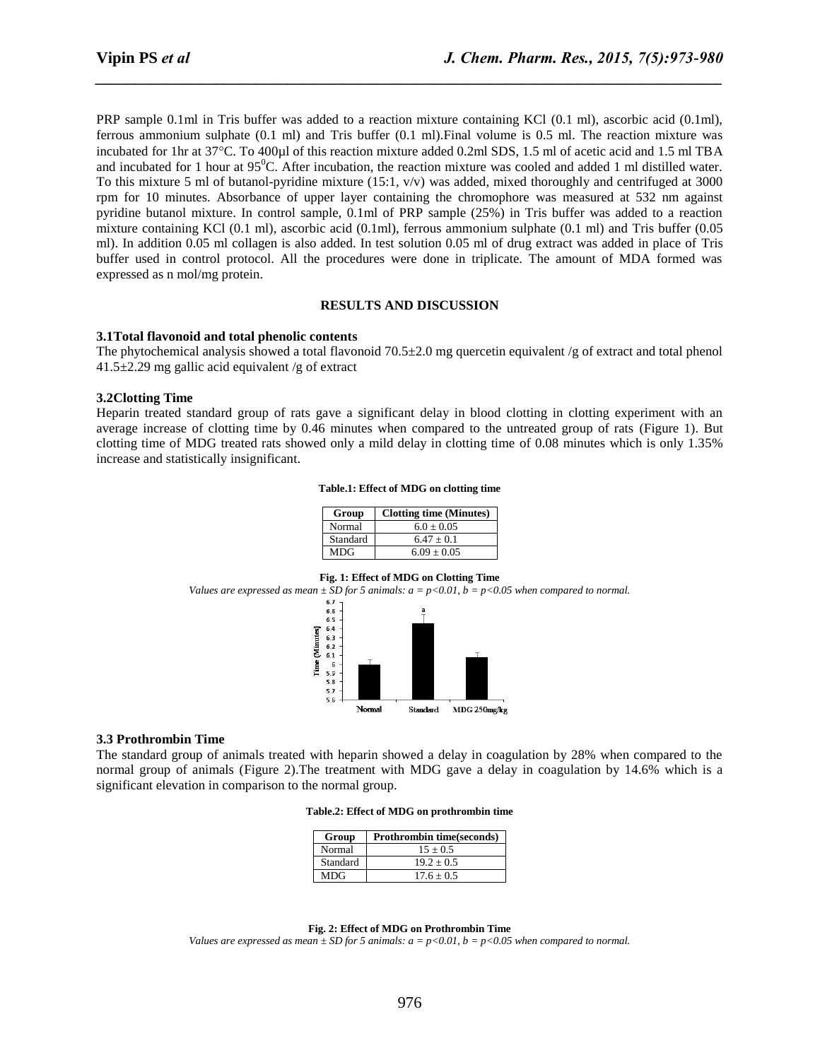PRP sample 0.1ml in Tris buffer was added to a reaction mixture containing KCl (0.1 ml), ascorbic acid (0.1ml), ferrous ammonium sulphate (0.1 ml) and Tris buffer (0.1 ml).Final volume is 0.5 ml. The reaction mixture was incubated for 1hr at 37°C. To 400µl of this reaction mixture added 0.2ml SDS, 1.5 ml of acetic acid and 1.5 ml TBA and incubated for 1 hour at 95$^0$C. After incubation, the reaction mixture was cooled and added 1 ml distilled water. To this mixture 5 ml of butanol-pyridine mixture (15:1, v/v) was added, mixed thoroughly and centrifuged at 3000 rpm for 10 minutes. Absorbance of upper layer containing the chromophore was measured at 532 nm against pyridine butanol mixture. In control sample, 0.1ml of PRP sample (25%) in Tris buffer was added to a reaction mixture containing KCl (0.1 ml), ascorbic acid (0.1ml), ferrous ammonium sulphate (0.1 ml) and Tris buffer (0.05 ml). In addition 0.05 ml collagen is also added. In test solution 0.05 ml of drug extract was added in place of Tris buffer used in control protocol. All the procedures were done in triplicate. The amount of MDA formed was expressed as n mol/mg protein.

## RESULTS AND DISCUSSION

### 3.1Total flavonoid and total phenolic contents

The phytochemical analysis showed a total flavonoid 70.5±2.0 mg quercetin equivalent /g of extract and total phenol 41.5±2.29 mg gallic acid equivalent /g of extract

### 3.2Clotting Time

Heparin treated standard group of rats gave a significant delay in blood clotting in clotting experiment with an average increase of clotting time by 0.46 minutes when compared to the untreated group of rats (Figure 1). But clotting time of MDG treated rats showed only a mild delay in clotting time of 0.08 minutes which is only 1.35% increase and statistically insignificant.

**Table.1: Effect of MDG on clotting time**

| Group | Clotting time (Minutes) |
|---|---|
| Normal | 6.0 ± 0.05 |
| Standard | 6.47 ± 0.1 |
| MDG | 6.09 ± 0.05 |

**Fig. 1: Effect of MDG on Clotting Time**

*Values are expressed as mean ± SD for 5 animals: a = p<0.01, b = p<0.05 when compared to normal.*

### 3.3 Prothrombin Time

The standard group of animals treated with heparin showed a delay in coagulation by 28% when compared to the normal group of animals (Figure 2).The treatment with MDG gave a delay in coagulation by 14.6% which is a significant elevation in comparison to the normal group.

**Table.2: Effect of MDG on prothrombin time**

| Group | Prothrombin time(seconds) |
|---|---|
| Normal | 15 ± 0.5 |
| Standard | 19.2 ± 0.5 |
| MDG | 17.6 ± 0.5 |

**Fig. 2: Effect of MDG on Prothrombin Time**

*Values are expressed as mean ± SD for 5 animals: a = p<0.01, b = p<0.05 when compared to normal.*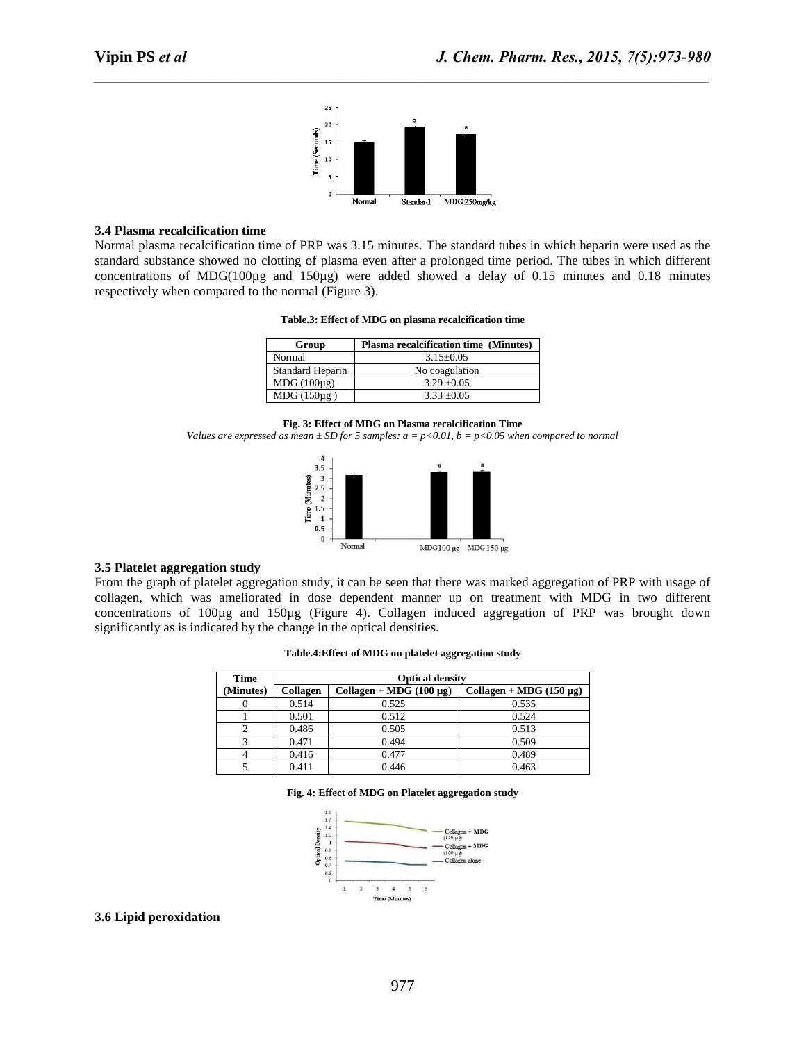### 3.4 Plasma recalcification time

Normal plasma recalcification time of PRP was 3.15 minutes. The standard tubes in which heparin were used as the standard substance showed no clotting of plasma even after a prolonged time period. The tubes in which different concentrations of MDG(100µg and 150µg) were added showed a delay of 0.15 minutes and 0.18 minutes respectively when compared to the normal (Figure 3).

**Table.3: Effect of MDG on plasma recalcification time**

| Group | Plasma recalcification time (Minutes) |
|---|---|
| Normal | 3.15±0.05 |
| Standard Heparin | No coagulation |
| MDG (100µg) | 3.29 ±0.05 |
| MDG (150µg ) | 3.33 ±0.05 |

**Fig. 3: Effect of MDG on Plasma recalcification Time**

*Values are expressed as mean ± SD for 5 samples: a = p<0.01, b = p<0.05 when compared to normal*

### 3.5 Platelet aggregation study

From the graph of platelet aggregation study, it can be seen that there was marked aggregation of PRP with usage of collagen, which was ameliorated in dose dependent manner up on treatment with MDG in two different concentrations of 100µg and 150µg (Figure 4). Collagen induced aggregation of PRP was brought down significantly as is indicated by the change in the optical densities.

**Table.4:Effect of MDG on platelet aggregation study**

| Time (Minutes) | Optical density | | |
|---|---|---|---|
| | Collagen | Collagen + MDG (100 µg) | Collagen + MDG (150 µg) |
| 0 | 0.514 | 0.525 | 0.535 |
| 1 | 0.501 | 0.512 | 0.524 |
| 2 | 0.486 | 0.505 | 0.513 |
| 3 | 0.471 | 0.494 | 0.509 |
| 4 | 0.416 | 0.477 | 0.489 |
| 5 | 0.411 | 0.446 | 0.463 |

**Fig. 4: Effect of MDG on Platelet aggregation study**

### 3.6 Lipid peroxidation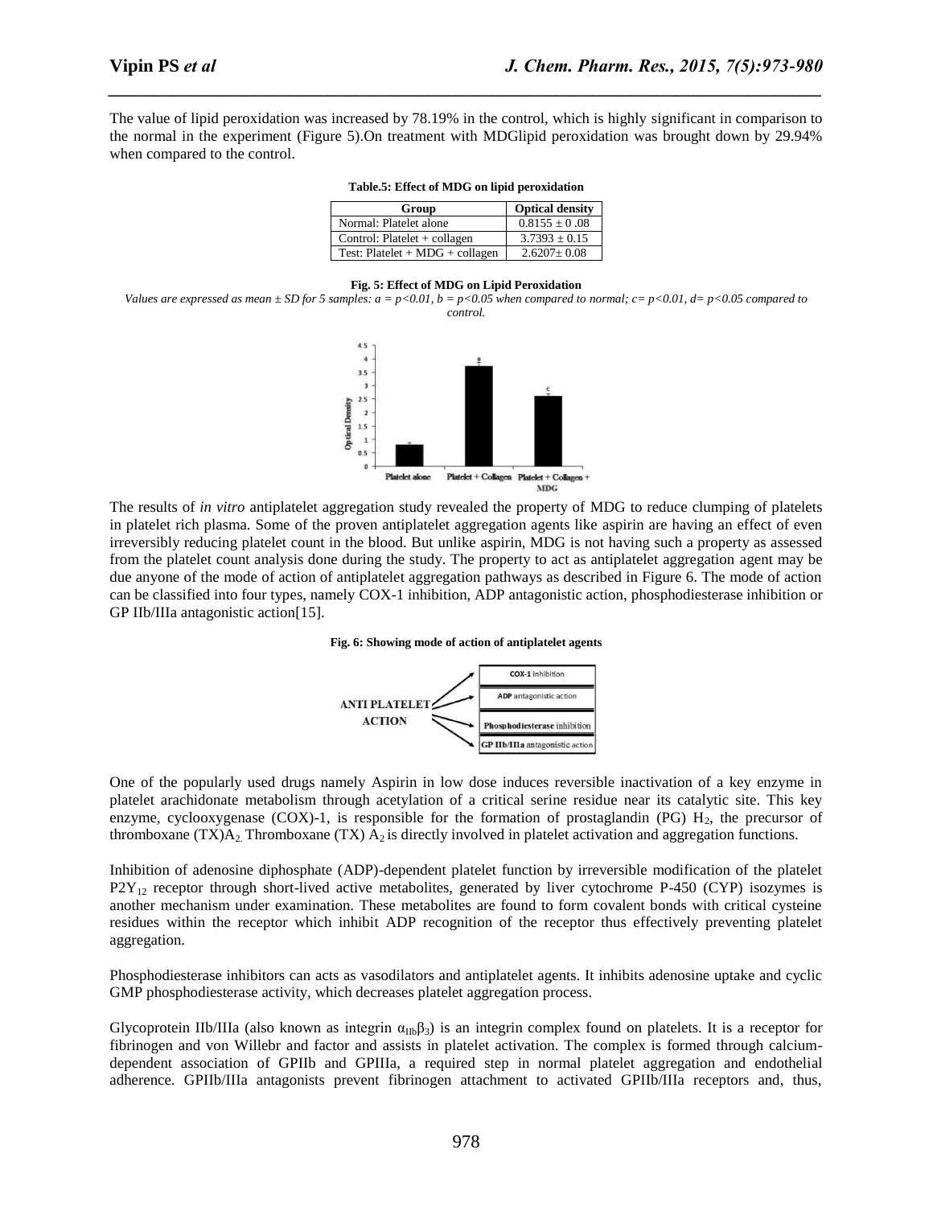The value of lipid peroxidation was increased by 78.19% in the control, which is highly significant in comparison to the normal in the experiment (Figure 5).On treatment with MDGlipid peroxidation was brought down by 29.94% when compared to the control.

**Table.5: Effect of MDG on lipid peroxidation**

| Group | Optical density |
|---|---|
| Normal: Platelet alone | 0.8155 ± 0 .08 |
| Control: Platelet + collagen | 3.7393 ± 0.15 |
| Test: Platelet + MDG + collagen | 2.6207± 0.08 |

**Fig. 5: Effect of MDG on Lipid Peroxidation**

*Values are expressed as mean ± SD for 5 samples: a = p<0.01, b = p<0.05 when compared to normal; c= p<0.01, d= p<0.05 compared to control.*

The results of *in vitro* antiplatelet aggregation study revealed the property of MDG to reduce clumping of platelets in platelet rich plasma. Some of the proven antiplatelet aggregation agents like aspirin are having an effect of even irreversibly reducing platelet count in the blood. But unlike aspirin, MDG is not having such a property as assessed from the platelet count analysis done during the study. The property to act as antiplatelet aggregation agent may be due anyone of the mode of action of antiplatelet aggregation pathways as described in Figure 6. The mode of action can be classified into four types, namely COX-1 inhibition, ADP antagonistic action, phosphodiesterase inhibition or GP IIb/IIIa antagonistic action[15].

**Fig. 6: Showing mode of action of antiplatelet agents**

One of the popularly used drugs namely Aspirin in low dose induces reversible inactivation of a key enzyme in platelet arachidonate metabolism through acetylation of a critical serine residue near its catalytic site. This key enzyme, cyclooxygenase (COX)-1, is responsible for the formation of prostaglandin (PG) $H_2$, the precursor of thromboxane (TX)$A_2$. Thromboxane (TX) $A_2$ is directly involved in platelet activation and aggregation functions.

Inhibition of adenosine diphosphate (ADP)-dependent platelet function by irreversible modification of the platelet $P2Y_{12}$ receptor through short-lived active metabolites, generated by liver cytochrome P-450 (CYP) isozymes is another mechanism under examination. These metabolites are found to form covalent bonds with critical cysteine residues within the receptor which inhibit ADP recognition of the receptor thus effectively preventing platelet aggregation.

Phosphodiesterase inhibitors can acts as vasodilators and antiplatelet agents. It inhibits adenosine uptake and cyclic GMP phosphodiesterase activity, which decreases platelet aggregation process.

Glycoprotein IIb/IIIa (also known as integrin $\alpha_{IIb}\beta_3$) is an integrin complex found on platelets. It is a receptor for fibrinogen and von Willebr and factor and assists in platelet activation. The complex is formed through calcium-dependent association of GPIIb and GPIIIa, a required step in normal platelet aggregation and endothelial adherence. GPIIb/IIIa antagonists prevent fibrinogen attachment to activated GPIIb/IIIa receptors and, thus,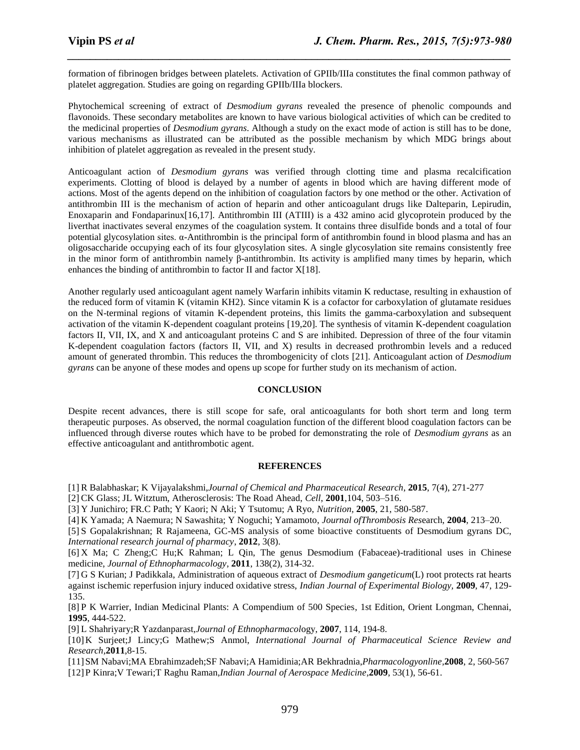formation of fibrinogen bridges between platelets. Activation of GPIIb/IIIa constitutes the final common pathway of platelet aggregation. Studies are going on regarding GPIIb/IIIa blockers.

Phytochemical screening of extract of *Desmodium gyrans* revealed the presence of phenolic compounds and flavonoids. These secondary metabolites are known to have various biological activities of which can be credited to the medicinal properties of *Desmodium gyrans*. Although a study on the exact mode of action is still has to be done, various mechanisms as illustrated can be attributed as the possible mechanism by which MDG brings about inhibition of platelet aggregation as revealed in the present study.

Anticoagulant action of *Desmodium gyrans* was verified through clotting time and plasma recalcification experiments. Clotting of blood is delayed by a number of agents in blood which are having different mode of actions. Most of the agents depend on the inhibition of coagulation factors by one method or the other. Activation of antithrombin III is the mechanism of action of heparin and other anticoagulant drugs like Dalteparin, Lepirudin, Enoxaparin and Fondaparinux[16,17]. Antithrombin III (ATIII) is a 432 amino acid glycoprotein produced by the liverthat inactivates several enzymes of the coagulation system. It contains three disulfide bonds and a total of four potential glycosylation sites. α-Antithrombin is the principal form of antithrombin found in blood plasma and has an oligosaccharide occupying each of its four glycosylation sites. A single glycosylation site remains consistently free in the minor form of antithrombin namely β-antithrombin. Its activity is amplified many times by heparin, which enhances the binding of antithrombin to factor II and factor X[18].

Another regularly used anticoagulant agent namely Warfarin inhibits vitamin K reductase, resulting in exhaustion of the reduced form of vitamin K (vitamin KH2). Since vitamin K is a cofactor for carboxylation of glutamate residues on the N-terminal regions of vitamin K-dependent proteins, this limits the gamma-carboxylation and subsequent activation of the vitamin K-dependent coagulant proteins [19,20]. The synthesis of vitamin K-dependent coagulation factors II, VII, IX, and X and anticoagulant proteins C and S are inhibited. Depression of three of the four vitamin K-dependent coagulation factors (factors II, VII, and X) results in decreased prothrombin levels and a reduced amount of generated thrombin. This reduces the thrombogenicity of clots [21]. Anticoagulant action of *Desmodium gyrans* can be anyone of these modes and opens up scope for further study on its mechanism of action.

## CONCLUSION

Despite recent advances, there is still scope for safe, oral anticoagulants for both short term and long term therapeutic purposes. As observed, the normal coagulation function of the different blood coagulation factors can be influenced through diverse routes which have to be probed for demonstrating the role of *Desmodium gyrans* as an effective anticoagulant and antithrombotic agent.

## REFERENCES

[1] R Balabhaskar; K Vijayalakshmi,*Journal of Chemical and Pharmaceutical Research*, **2015**, 7(4), 271-277

[2] CK Glass; JL Witztum, Atherosclerosis: The Road Ahead, *Cell*, **2001**,104, 503–516.

[3] Y Junichiro; FR.C Path; Y Kaori; N Aki; Y Tsutomu; A Ryo, *Nutrition*, **2005**, 21, 580-587.

[4] K Yamada; A Naemura; N Sawashita; Y Noguchi; Yamamoto, *Journal ofThrombosis Res*earch, **2004**, 213–20.

[5] S Gopalakrishnan; R Rajameena, GC-MS analysis of some bioactive constituents of Desmodium gyrans DC, *International research journal of pharmacy*, **2012**, 3(8).

[6] X Ma; C Zheng;C Hu;K Rahman; L Qin, The genus Desmodium (Fabaceae)-traditional uses in Chinese medicine, *Journal of Ethnopharmacology*, **2011**, 138(2), 314-32.

[7] G S Kurian; J Padikkala, Administration of aqueous extract of *Desmodium gangeticum*(L) root protects rat hearts against ischemic reperfusion injury induced oxidative stress, *Indian Journal of Experimental Biology*, **2009**, 47, 129-135.

[8] P K Warrier, Indian Medicinal Plants: A Compendium of 500 Species, 1st Edition, Orient Longman, Chennai, **1995**, 444-522.

[9] L Shahriyary;R Yazdanparast,*Journal of Ethnopharmacol*ogy, **2007**, 114, 194-8.

[10] K Surjeet;J Lincy;G Mathew;S Anmol, *International Journal of Pharmaceutical Science Review and Research*,**2011**,8-15.

[11] SM Nabavi;MA Ebrahimzadeh;SF Nabavi;A Hamidinia;AR Bekhradnia,*Pharmacologyonline*,**2008**, 2, 560-567

[12] P Kinra;V Tewari;T Raghu Raman,*Indian Journal of Aerospace Medicine*,**2009**, 53(1), 56-61.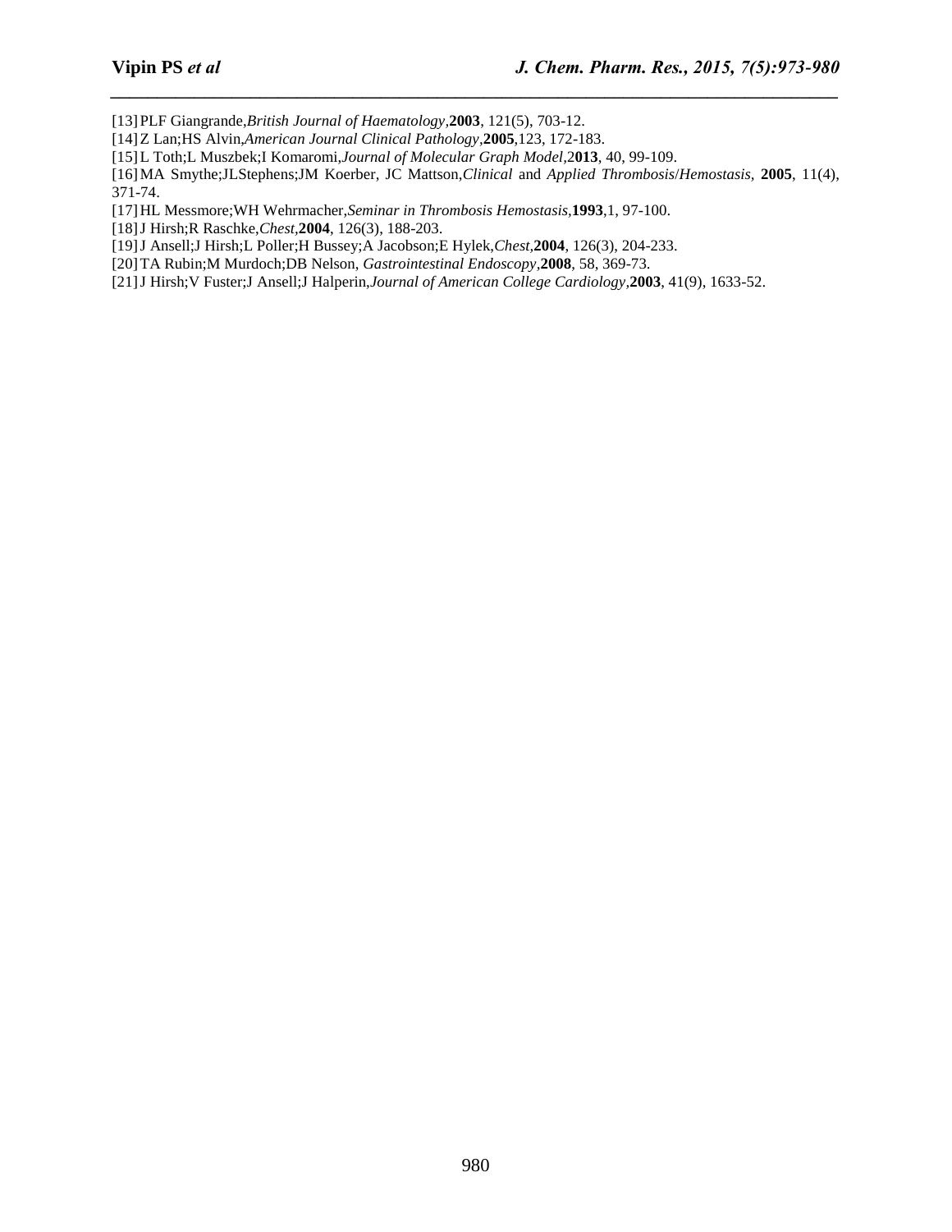[13] PLF Giangrande,*British Journal of Haematology*,**2003**, 121(5), 703-12.

[14] Z Lan;HS Alvin,*American Journal Clinical Pathology*,**2005**,123, 172-183.

[15] L Toth;L Muszbek;I Komaromi,*Journal of Molecular Graph Model*,2**013**, 40, 99-109.

[16] MA Smythe;JLStephens;JM Koerber, JC Mattson,*Clinical* and *Applied Thrombosis*/*Hemostasis*, **2005**, 11(4), 371-74.

[17] HL Messmore;WH Wehrmacher,*Seminar in Thrombosis Hemostasis*,**1993**,1, 97-100.

[18] J Hirsh;R Raschke,*Chest*,**2004**, 126(3), 188-203.

[19] J Ansell;J Hirsh;L Poller;H Bussey;A Jacobson;E Hylek,*Chest*,**2004**, 126(3), 204-233.

[20] TA Rubin;M Murdoch;DB Nelson, *Gastrointestinal Endoscopy*,**2008**, 58, 369-73.

[21] J Hirsh;V Fuster;J Ansell;J Halperin,*Journal of American College Cardiology*,**2003**, 41(9), 1633-52.